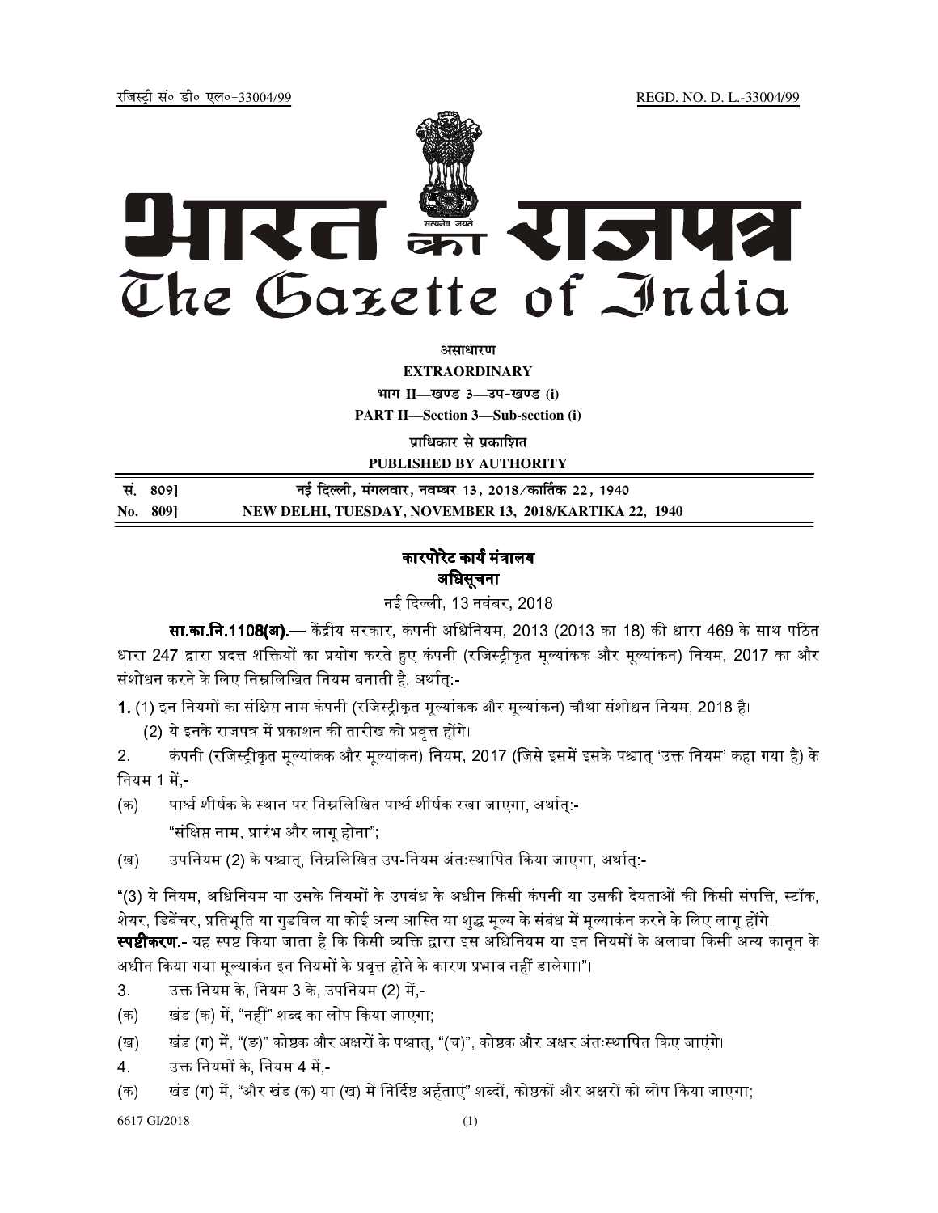रजिस्ट्री सं० डी० एल०-33004/99 REGD. NO. D. L.-33004/99

# भारत का राजपत्र
# The Gazette of India

**असाधारण**

**EXTRAORDINARY**

**भाग II—खण्ड 3—उप-खण्ड (i)**

**PART II—Section 3—Sub-section (i)**

**प्राधिकार से प्रकाशित**

**PUBLISHED BY AUTHORITY**

| | |
|---|---|
| सं. 809] | नई दिल्ली, मंगलवार, नवम्बर 13, 2018/कार्तिक 22, 1940 |
| No. 809] | NEW DELHI, TUESDAY, NOVEMBER 13, 2018/KARTIKA 22, 1940 |

## कारपोरेट कार्य मंत्रालय
## अधिसूचना

नई दिल्ली, 13 नवंबर, 2018

**सा.का.नि.1108(अ).—** केंद्रीय सरकार, कंपनी अधिनियम, 2013 (2013 का 18) की धारा 469 के साथ पठित धारा 247 द्वारा प्रदत्त शक्तियों का प्रयोग करते हुए कंपनी (रजिस्ट्रीकृत मूल्यांकक और मूल्यांकन) नियम, 2017 का और संशोधन करने के लिए निम्नलिखित नियम बनाती है, अर्थात्:-

**1.** (1) इन नियमों का संक्षिप्त नाम कंपनी (रजिस्ट्रीकृत मूल्यांकक और मूल्यांकन) चौथा संशोधन नियम, 2018 है।

(2) ये इनके राजपत्र में प्रकाशन की तारीख को प्रवृत्त होंगे।

2. कंपनी (रजिस्ट्रीकृत मूल्यांकक और मूल्यांकन) नियम, 2017 (जिसे इसमें इसके पश्चात् 'उक्त नियम' कहा गया है) के नियम 1 में,-

(क) पार्श्व शीर्षक के स्थान पर निम्नलिखित पार्श्व शीर्षक रखा जाएगा, अर्थात्:-

"संक्षिप्त नाम, प्रारंभ और लागू होना";

(ख) उपनियम (2) के पश्चात्, निम्नलिखित उप-नियम अंतःस्थापित किया जाएगा, अर्थात्:-

"(3) ये नियम, अधिनियम या उसके नियमों के उपबंध के अधीन किसी कंपनी या उसकी देयताओं की किसी संपत्ति, स्टॉक, शेयर, डिबेंचर, प्रतिभूति या गुडविल या कोई अन्य आस्ति या शुद्ध मूल्य के संबंध में मूल्यांकन करने के लिए लागू होंगे।

**स्पष्टीकरण.**- यह स्पष्ट किया जाता है कि किसी व्यक्ति द्वारा इस अधिनियम या इन नियमों के अलावा किसी अन्य कानून के अधीन किया गया मूल्यांकन इन नियमों के प्रवृत्त होने के कारण प्रभाव नहीं डालेगा।"।

3. उक्त नियम के, नियम 3 के, उपनियम (2) में,-

(क) खंड (क) में, "नहीं" शब्द का लोप किया जाएगा;

(ख) खंड (ग) में, "(ङ)" कोष्ठक और अक्षरों के पश्चात्, "(च)", कोष्ठक और अक्षर अंतःस्थापित किए जाएंगे।

4. उक्त नियमों के, नियम 4 में,-

(क) खंड (ग) में, "और खंड (क) या (ख) में निर्दिष्ट अर्हताएं" शब्दों, कोष्ठकों और अक्षरों को लोप किया जाएगा;

6617 GI/2018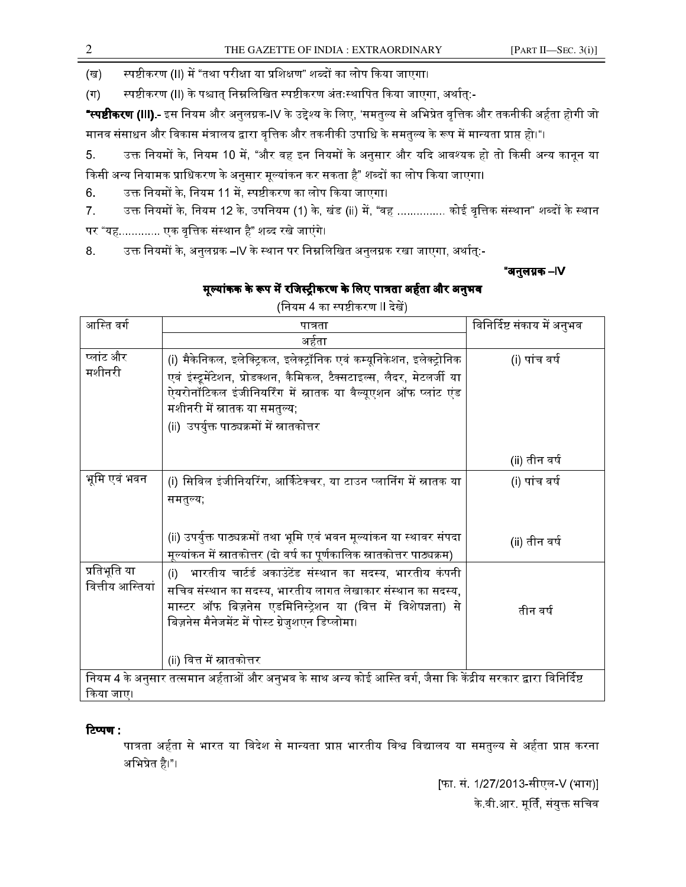(ख) स्पष्टीकरण (II) में "तथा परीक्षा या प्रशिक्षण" शब्दों का लोप किया जाएगा।

(ग) स्पष्टीकरण (II) के पश्चात् निम्नलिखित स्पष्टीकरण अंतःस्थापित किया जाएगा, अर्थात्:-

**"स्पष्टीकरण (III).**- इस नियम और अनुलग्नक-IV के उद्देश्य के लिए, 'समतुल्य से अभिप्रेत वृत्तिक और तकनीकी अर्हता होगी जो मानव संसाधन और विकास मंत्रालय द्वारा वृत्तिक और तकनीकी उपाधि के समतुल्य के रूप में मान्यता प्राप्त हो।"।

5. उक्त नियमों के, नियम 10 में, "और वह इन नियमों के अनुसार और यदि आवश्यक हो तो किसी अन्य कानून या किसी अन्य नियामक प्राधिकरण के अनुसार मूल्यांकन कर सकता है" शब्दों का लोप किया जाएगा।

6. उक्त नियमों के, नियम 11 में, स्पष्टीकरण का लोप किया जाएगा।

7. उक्त नियमों के, नियम 12 के, उपनियम (1) के, खंड (ii) में, "वह .............. कोई वृत्तिक संस्थान" शब्दों के स्थान पर "यह............ एक वृत्तिक संस्थान है" शब्द रखे जाएंगे।

8. उक्त नियमों के, अनुलग्नक –IV के स्थान पर निम्नलिखित अनुलग्नक रखा जाएगा, अर्थात्:-

**"अनुलग्नक –IV**

**मूल्यांकक के रूप में रजिस्ट्रीकरण के लिए पात्रता अर्हता और अनुभव**

(नियम 4 का स्पष्टीकरण II देखें)

| आस्ति वर्ग | पात्रता | विनिर्दिष्ट संकाय में अनुभव |
|---|---|---|
| | अर्हता | |
| प्लांट और मशीनरी | (i) मैकेनिकल, इलेक्ट्रिकल, इलेक्ट्रॉनिक एवं कम्यूनिकेशन, इलेक्ट्रोनिक एवं इंस्ट्रूमेंटेशन, प्रोडक्शन, कैमिकल, टैक्सटाइल्स, लैदर, मेटलर्जी या ऐयरोनॉटिकल इंजीनियरिंग में स्नातक या वैल्यूएशन ऑफ प्लांट एंड मशीनरी में स्नातक या समतुल्य;<br>(ii) उपर्युक्त पाठ्यक्रमों में स्नातकोत्तर | (i) पांच वर्ष<br>(ii) तीन वर्ष |
| भूमि एवं भवन | (i) सिविल इंजीनियरिंग, आर्किटेक्चर, या टाउन प्लानिंग में स्नातक या समतुल्य;<br>(ii) उपर्युक्त पाठ्यक्रमों तथा भूमि एवं भवन मूल्यांकन या स्थावर संपदा मूल्यांकन में स्नातकोत्तर (दो वर्ष का पूर्णकालिक स्नातकोत्तर पाठ्यक्रम) | (i) पांच वर्ष<br>(ii) तीन वर्ष |
| प्रतिभूति या वित्तीय आस्तियां | (i) भारतीय चार्टर्ड अकाउंटेंड संस्थान का सदस्य, भारतीय कंपनी सचिव संस्थान का सदस्य, भारतीय लागत लेखाकार संस्थान का सदस्य, मास्टर ऑफ बिज़नेस एडमिनिस्ट्रेशन या (वित्त में विशेषज्ञता) से बिज़नेस मैनेजमेंट में पोस्ट ग्रेजुशएन डिप्लोमा।<br>(ii) वित्त में स्नातकोत्तर | तीन वर्ष |
| नियम 4 के अनुसार तत्समान अर्हताओं और अनुभव के साथ अन्य कोई आस्ति वर्ग, जैसा कि केंद्रीय सरकार द्वारा विनिर्दिष्ट किया जाए। | | |

**टिप्पण :**

पात्रता अर्हता से भारत या विदेश से मान्यता प्राप्त भारतीय विश्व विद्यालय या समतुल्य से अर्हता प्राप्त करना अभिप्रेत है।"।

[फा. सं. 1/27/2013-सीएल-V (भाग)]

के.वी.आर. मूर्ति, संयुक्त सचिव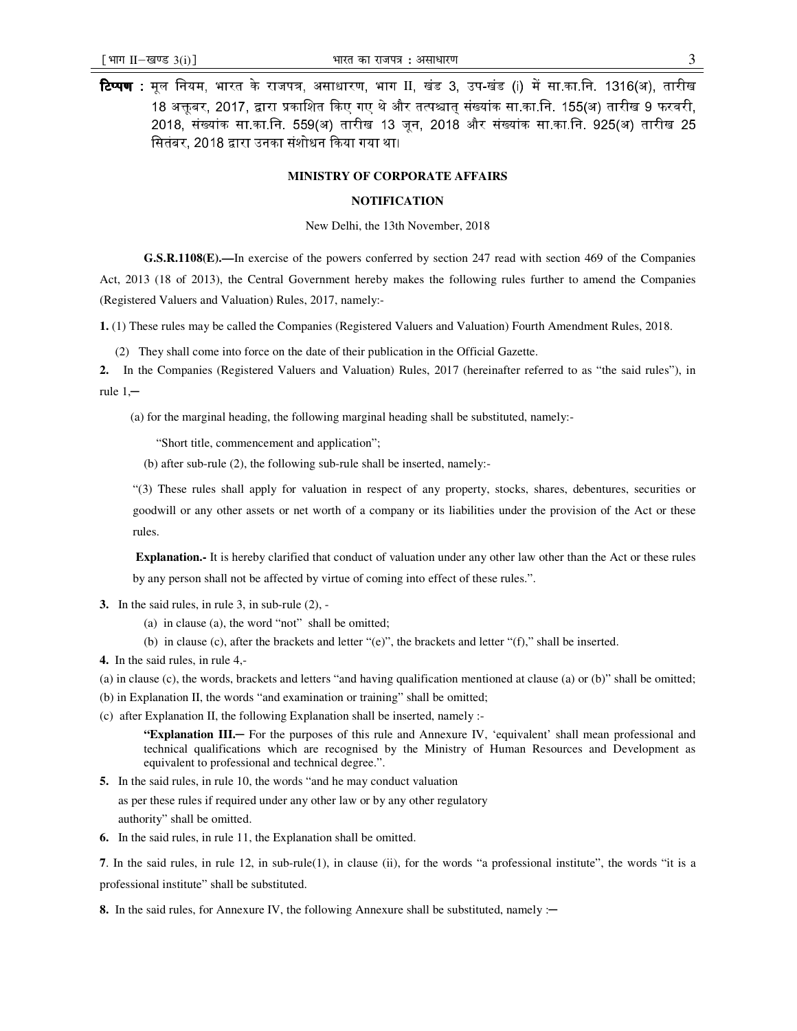**टिप्पण :** मूल नियम, भारत के राजपत्र, असाधारण, भाग II, खंड 3, उप-खंड (i) में सा.का.नि. 1316(अ), तारीख 18 अक्तूबर, 2017, द्वारा प्रकाशित किए गए थे और तत्पश्चात् संख्यांक सा.का.नि. 155(अ) तारीख 9 फरवरी, 2018, संख्यांक सा.का.नि. 559(अ) तारीख 13 जून, 2018 और संख्यांक सा.का.नि. 925(अ) तारीख 25 सितंबर, 2018 द्वारा उनका संशोधन किया गया था।

## MINISTRY OF CORPORATE AFFAIRS

### NOTIFICATION

New Delhi, the 13th November, 2018

**G.S.R.1108(E).—**In exercise of the powers conferred by section 247 read with section 469 of the Companies Act, 2013 (18 of 2013), the Central Government hereby makes the following rules further to amend the Companies (Registered Valuers and Valuation) Rules, 2017, namely:-

**1.** (1) These rules may be called the Companies (Registered Valuers and Valuation) Fourth Amendment Rules, 2018.

(2) They shall come into force on the date of their publication in the Official Gazette.

**2.** In the Companies (Registered Valuers and Valuation) Rules, 2017 (hereinafter referred to as "the said rules"), in rule 1,─

(a) for the marginal heading, the following marginal heading shall be substituted, namely:-

"Short title, commencement and application";

(b) after sub-rule (2), the following sub-rule shall be inserted, namely:-

"(3) These rules shall apply for valuation in respect of any property, stocks, shares, debentures, securities or goodwill or any other assets or net worth of a company or its liabilities under the provision of the Act or these rules.

**Explanation.-** It is hereby clarified that conduct of valuation under any other law other than the Act or these rules by any person shall not be affected by virtue of coming into effect of these rules.".

**3.** In the said rules, in rule 3, in sub-rule (2), -

(a) in clause (a), the word "not" shall be omitted;

(b) in clause (c), after the brackets and letter "(e)", the brackets and letter "(f)," shall be inserted.

**4.** In the said rules, in rule 4,-

(a) in clause (c), the words, brackets and letters "and having qualification mentioned at clause (a) or (b)" shall be omitted;

(b) in Explanation II, the words "and examination or training" shall be omitted;

(c) after Explanation II, the following Explanation shall be inserted, namely :-

**"Explanation III.─** For the purposes of this rule and Annexure IV, 'equivalent' shall mean professional and technical qualifications which are recognised by the Ministry of Human Resources and Development as equivalent to professional and technical degree.".

**5.** In the said rules, in rule 10, the words "and he may conduct valuation as per these rules if required under any other law or by any other regulatory authority" shall be omitted.

**6.** In the said rules, in rule 11, the Explanation shall be omitted.

**7**. In the said rules, in rule 12, in sub-rule(1), in clause (ii), for the words "a professional institute", the words "it is a professional institute" shall be substituted.

**8.** In the said rules, for Annexure IV, the following Annexure shall be substituted, namely :─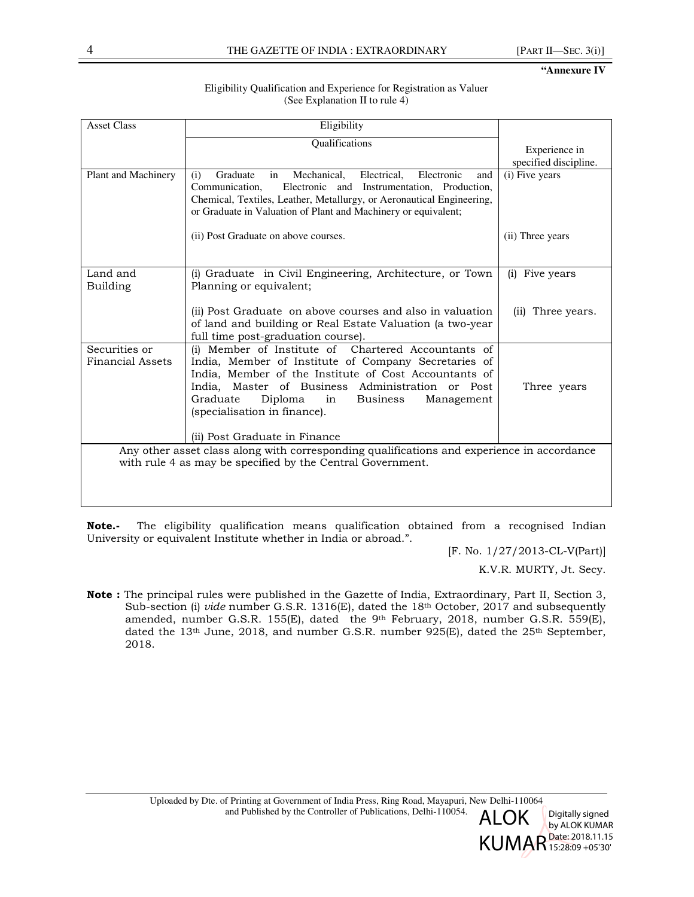**"Annexure IV**

Eligibility Qualification and Experience for Registration as Valuer
(See Explanation II to rule 4)

| Asset Class | Eligibility | |
|---|---|---|
| | Qualifications | Experience in specified discipline. |
| Plant and Machinery | (i) Graduate in Mechanical, Electrical, Electronic and Communication, Electronic and Instrumentation, Production, Chemical, Textiles, Leather, Metallurgy, or Aeronautical Engineering, or Graduate in Valuation of Plant and Machinery or equivalent;<br><br>(ii) Post Graduate on above courses. | (i) Five years<br><br>(ii) Three years |
| Land and Building | (i) Graduate in Civil Engineering, Architecture, or Town Planning or equivalent;<br><br>(ii) Post Graduate on above courses and also in valuation of land and building or Real Estate Valuation (a two-year full time post-graduation course). | (i) Five years<br><br>(ii) Three years. |
| Securities or Financial Assets | (i) Member of Institute of Chartered Accountants of India, Member of Institute of Company Secretaries of India, Member of the Institute of Cost Accountants of India, Master of Business Administration or Post Graduate Diploma in Business Management (specialisation in finance).<br><br>(ii) Post Graduate in Finance | Three years |
| Any other asset class along with corresponding qualifications and experience in accordance with rule 4 as may be specified by the Central Government. | | |

**Note.-** The eligibility qualification means qualification obtained from a recognised Indian University or equivalent Institute whether in India or abroad.".

[F. No. 1/27/2013-CL-V(Part)]

K.V.R. MURTY, Jt. Secy.

**Note :** The principal rules were published in the Gazette of India, Extraordinary, Part II, Section 3, Sub-section (i) *vide* number G.S.R. 1316(E), dated the 18th October, 2017 and subsequently amended, number G.S.R. 155(E), dated the 9th February, 2018, number G.S.R. 559(E), dated the 13th June, 2018, and number G.S.R. number 925(E), dated the 25th September, 2018.

Uploaded by Dte. of Printing at Government of India Press, Ring Road, Mayapuri, New Delhi-110064 and Published by the Controller of Publications, Delhi-110054.

ALOK KUMAR Digitally signed by ALOK KUMAR Date: 2018.11.15 15:28:09 +05'30'